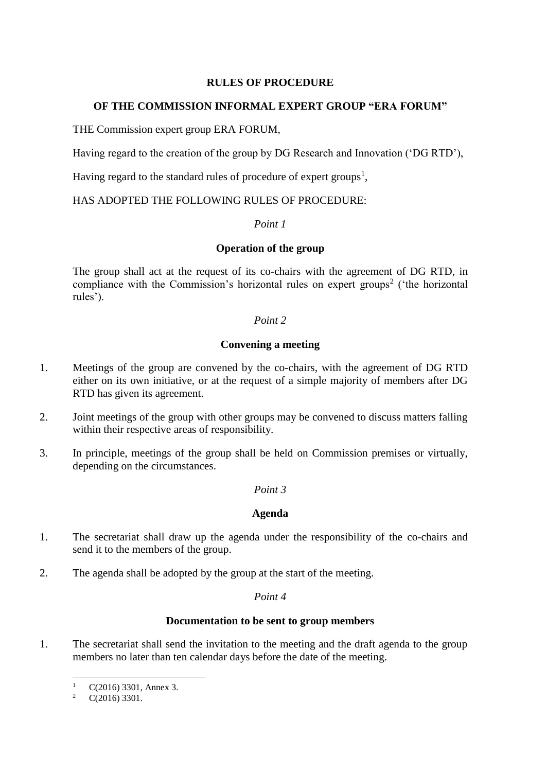# RULES OF PROCEDURE

## OF THE COMMISSION INFORMAL EXPERT GROUP "ERA FORUM"

THE Commission expert group ERA FORUM,

Having regard to the creation of the group by DG Research and Innovation ('DG RTD'),

Having regard to the standard rules of procedure of expert groups[1],

HAS ADOPTED THE FOLLOWING RULES OF PROCEDURE:

*Point 1*

### Operation of the group

The group shall act at the request of its co-chairs with the agreement of DG RTD, in compliance with the Commission's horizontal rules on expert groups[2] ('the horizontal rules').

*Point 2*

### Convening a meeting

1. Meetings of the group are convened by the co-chairs, with the agreement of DG RTD either on its own initiative, or at the request of a simple majority of members after DG RTD has given its agreement.

2. Joint meetings of the group with other groups may be convened to discuss matters falling within their respective areas of responsibility.

3. In principle, meetings of the group shall be held on Commission premises or virtually, depending on the circumstances.

*Point 3*

### Agenda

1. The secretariat shall draw up the agenda under the responsibility of the co-chairs and send it to the members of the group.

2. The agenda shall be adopted by the group at the start of the meeting.

*Point 4*

### Documentation to be sent to group members

1. The secretariat shall send the invitation to the meeting and the draft agenda to the group members no later than ten calendar days before the date of the meeting.

---

[1] C(2016) 3301, Annex 3.

[2] C(2016) 3301.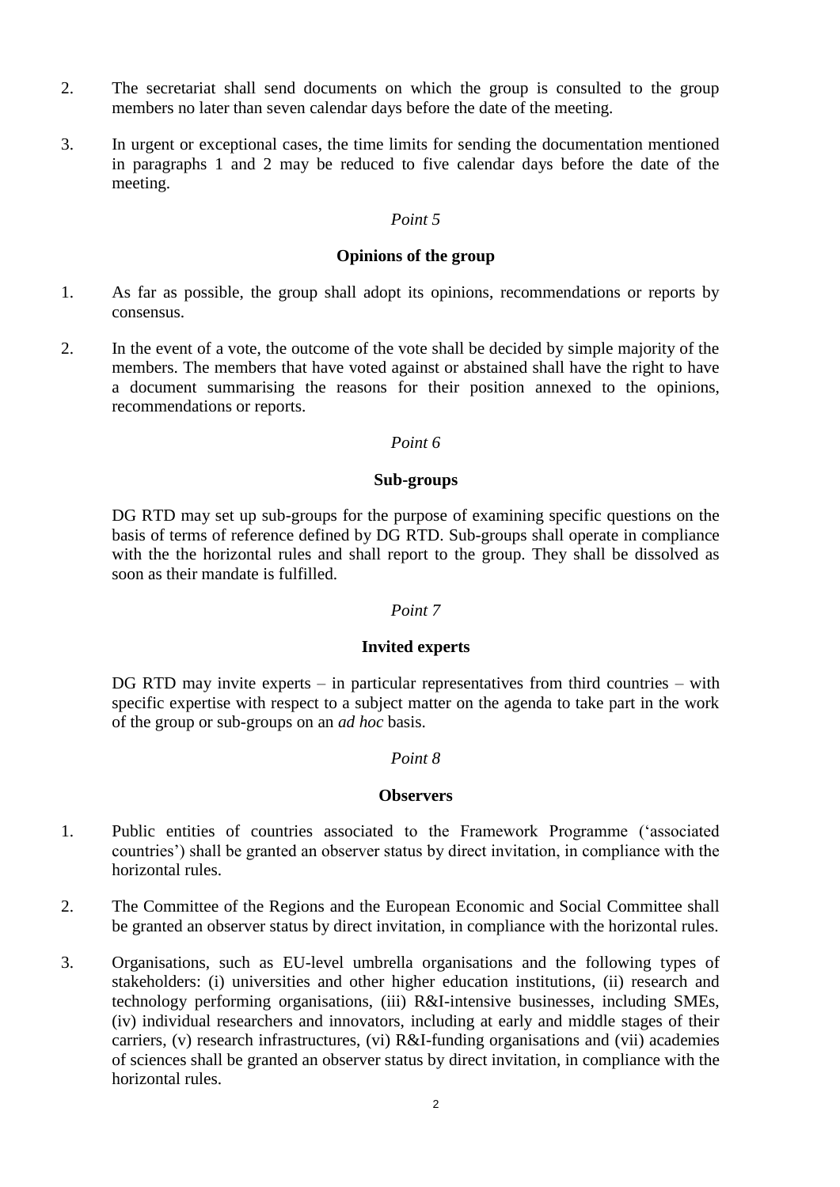2. The secretariat shall send documents on which the group is consulted to the group members no later than seven calendar days before the date of the meeting.

3. In urgent or exceptional cases, the time limits for sending the documentation mentioned in paragraphs 1 and 2 may be reduced to five calendar days before the date of the meeting.

*Point 5*

**Opinions of the group**

1. As far as possible, the group shall adopt its opinions, recommendations or reports by consensus.

2. In the event of a vote, the outcome of the vote shall be decided by simple majority of the members. The members that have voted against or abstained shall have the right to have a document summarising the reasons for their position annexed to the opinions, recommendations or reports.

*Point 6*

**Sub-groups**

DG RTD may set up sub-groups for the purpose of examining specific questions on the basis of terms of reference defined by DG RTD. Sub-groups shall operate in compliance with the the horizontal rules and shall report to the group. They shall be dissolved as soon as their mandate is fulfilled.

*Point 7*

**Invited experts**

DG RTD may invite experts – in particular representatives from third countries – with specific expertise with respect to a subject matter on the agenda to take part in the work of the group or sub-groups on an *ad hoc* basis.

*Point 8*

**Observers**

1. Public entities of countries associated to the Framework Programme ('associated countries') shall be granted an observer status by direct invitation, in compliance with the horizontal rules.

2. The Committee of the Regions and the European Economic and Social Committee shall be granted an observer status by direct invitation, in compliance with the horizontal rules.

3. Organisations, such as EU-level umbrella organisations and the following types of stakeholders: (i) universities and other higher education institutions, (ii) research and technology performing organisations, (iii) R&I-intensive businesses, including SMEs, (iv) individual researchers and innovators, including at early and middle stages of their carriers, (v) research infrastructures, (vi) R&I-funding organisations and (vii) academies of sciences shall be granted an observer status by direct invitation, in compliance with the horizontal rules.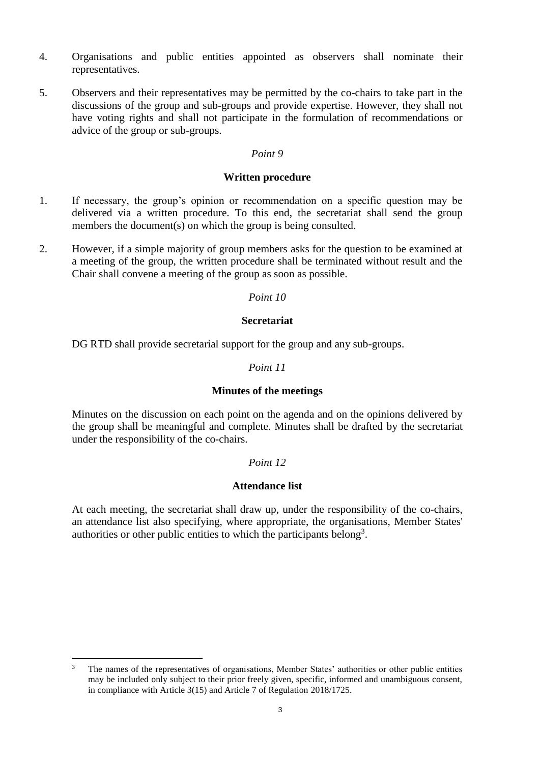4. Organisations and public entities appointed as observers shall nominate their representatives.

5. Observers and their representatives may be permitted by the co-chairs to take part in the discussions of the group and sub-groups and provide expertise. However, they shall not have voting rights and shall not participate in the formulation of recommendations or advice of the group or sub-groups.

*Point 9*

**Written procedure**

1. If necessary, the group's opinion or recommendation on a specific question may be delivered via a written procedure. To this end, the secretariat shall send the group members the document(s) on which the group is being consulted.

2. However, if a simple majority of group members asks for the question to be examined at a meeting of the group, the written procedure shall be terminated without result and the Chair shall convene a meeting of the group as soon as possible.

*Point 10*

**Secretariat**

DG RTD shall provide secretarial support for the group and any sub-groups.

*Point 11*

**Minutes of the meetings**

Minutes on the discussion on each point on the agenda and on the opinions delivered by the group shall be meaningful and complete. Minutes shall be drafted by the secretariat under the responsibility of the co-chairs.

*Point 12*

**Attendance list**

At each meeting, the secretariat shall draw up, under the responsibility of the co-chairs, an attendance list also specifying, where appropriate, the organisations, Member States' authorities or other public entities to which the participants belong[3].

---

[3] The names of the representatives of organisations, Member States' authorities or other public entities may be included only subject to their prior freely given, specific, informed and unambiguous consent, in compliance with Article 3(15) and Article 7 of Regulation 2018/1725.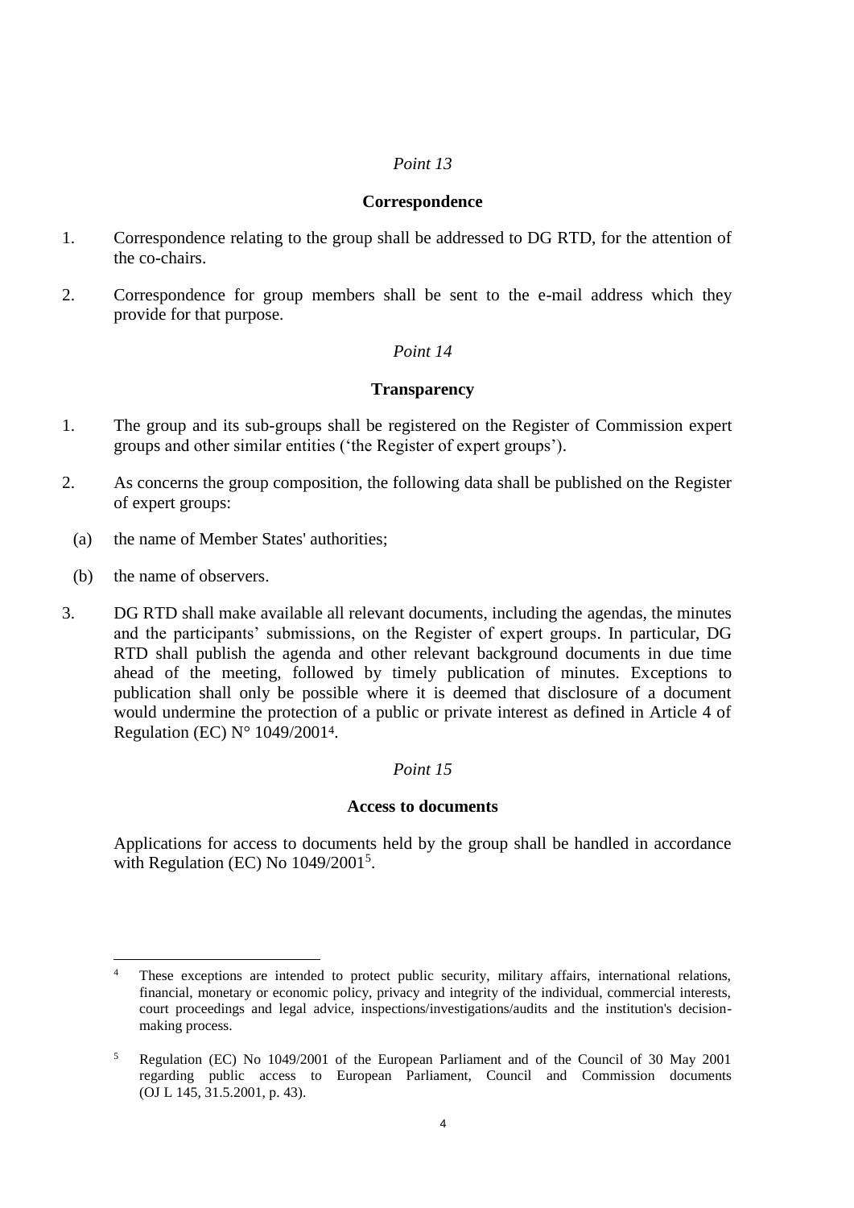*Point 13*

**Correspondence**

1. Correspondence relating to the group shall be addressed to DG RTD, for the attention of the co-chairs.

2. Correspondence for group members shall be sent to the e-mail address which they provide for that purpose.

*Point 14*

**Transparency**

1. The group and its sub-groups shall be registered on the Register of Commission expert groups and other similar entities ('the Register of expert groups').

2. As concerns the group composition, the following data shall be published on the Register of expert groups:

   (a) the name of Member States' authorities;

   (b) the name of observers.

3. DG RTD shall make available all relevant documents, including the agendas, the minutes and the participants' submissions, on the Register of expert groups. In particular, DG RTD shall publish the agenda and other relevant background documents in due time ahead of the meeting, followed by timely publication of minutes. Exceptions to publication shall only be possible where it is deemed that disclosure of a document would undermine the protection of a public or private interest as defined in Article 4 of Regulation (EC) N° 1049/2001[4].

*Point 15*

**Access to documents**

Applications for access to documents held by the group shall be handled in accordance with Regulation (EC) No 1049/2001[5].

---

[4] These exceptions are intended to protect public security, military affairs, international relations, financial, monetary or economic policy, privacy and integrity of the individual, commercial interests, court proceedings and legal advice, inspections/investigations/audits and the institution's decision-making process.

[5] Regulation (EC) No 1049/2001 of the European Parliament and of the Council of 30 May 2001 regarding public access to European Parliament, Council and Commission documents (OJ L 145, 31.5.2001, p. 43).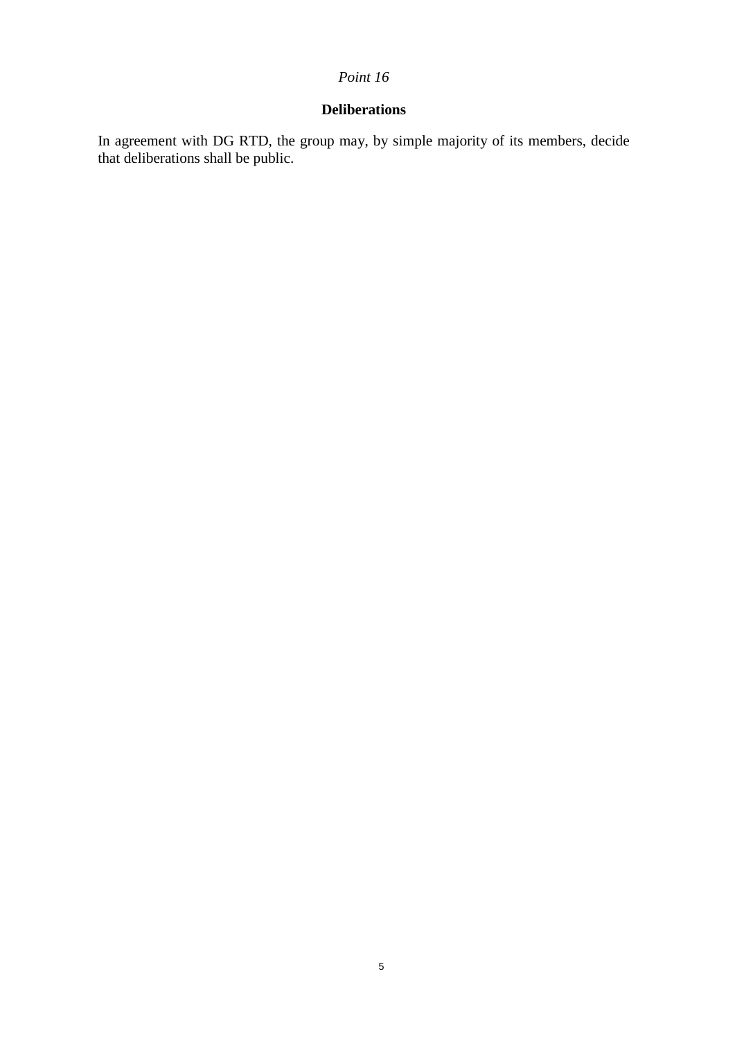*Point 16*

**Deliberations**

In agreement with DG RTD, the group may, by simple majority of its members, decide that deliberations shall be public.